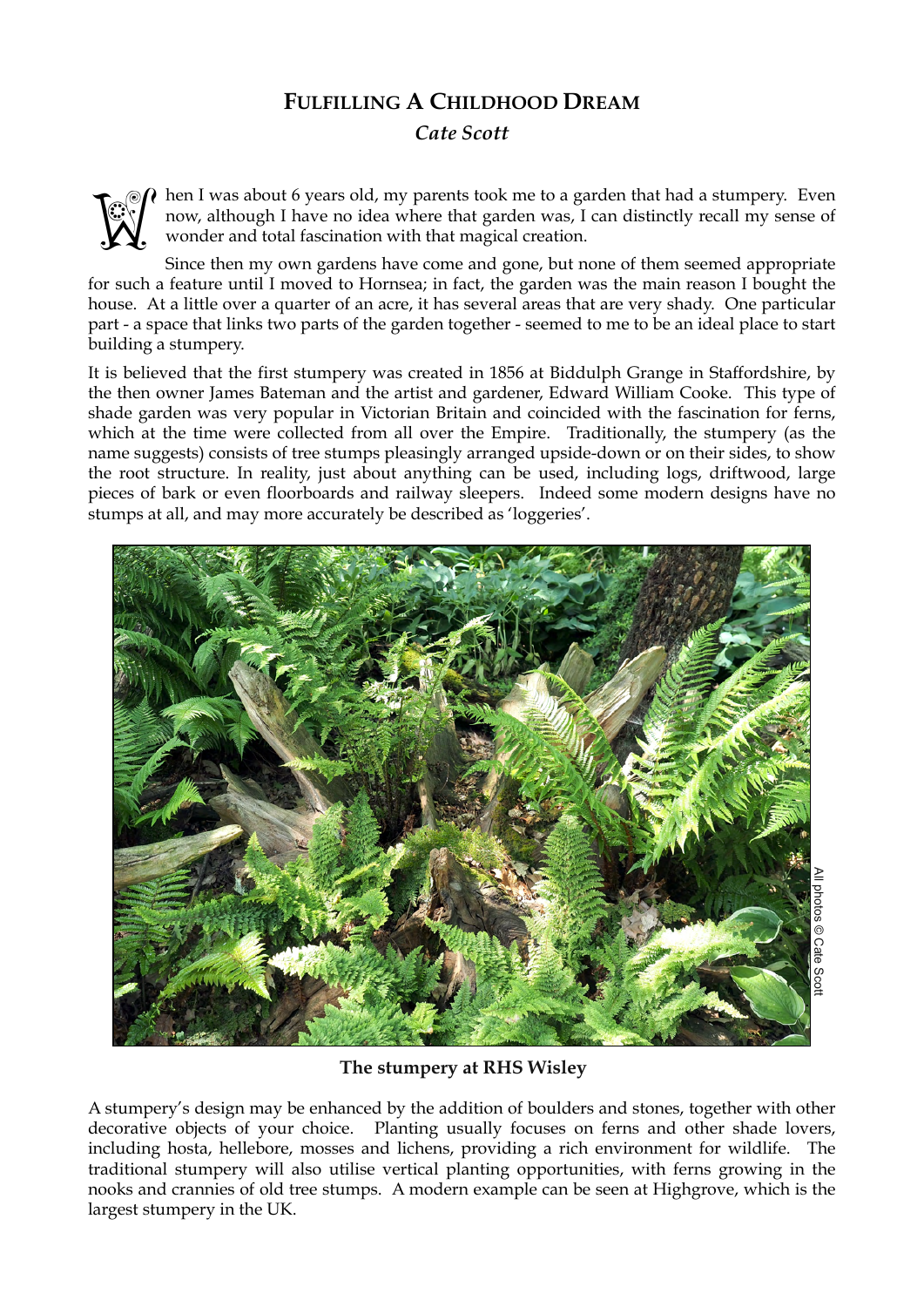# FULFILLING A CHILDHOOD DREAM

*Cate Scott*

When I was about 6 years old, my parents took me to a garden that had a stumpery. Even now, although I have no idea where that garden was, I can distinctly recall my sense of wonder and total fascination with that magical creation.

Since then my own gardens have come and gone, but none of them seemed appropriate for such a feature until I moved to Hornsea; in fact, the garden was the main reason I bought the house. At a little over a quarter of an acre, it has several areas that are very shady. One particular part - a space that links two parts of the garden together - seemed to me to be an ideal place to start building a stumpery.

It is believed that the first stumpery was created in 1856 at Biddulph Grange in Staffordshire, by the then owner James Bateman and the artist and gardener, Edward William Cooke. This type of shade garden was very popular in Victorian Britain and coincided with the fascination for ferns, which at the time were collected from all over the Empire. Traditionally, the stumpery (as the name suggests) consists of tree stumps pleasingly arranged upside-down or on their sides, to show the root structure. In reality, just about anything can be used, including logs, driftwood, large pieces of bark or even floorboards and railway sleepers. Indeed some modern designs have no stumps at all, and may more accurately be described as 'loggeries'.

All photos © Cate Scott

**The stumpery at RHS Wisley**

A stumpery's design may be enhanced by the addition of boulders and stones, together with other decorative objects of your choice. Planting usually focuses on ferns and other shade lovers, including hosta, hellebore, mosses and lichens, providing a rich environment for wildlife. The traditional stumpery will also utilise vertical planting opportunities, with ferns growing in the nooks and crannies of old tree stumps. A modern example can be seen at Highgrove, which is the largest stumpery in the UK.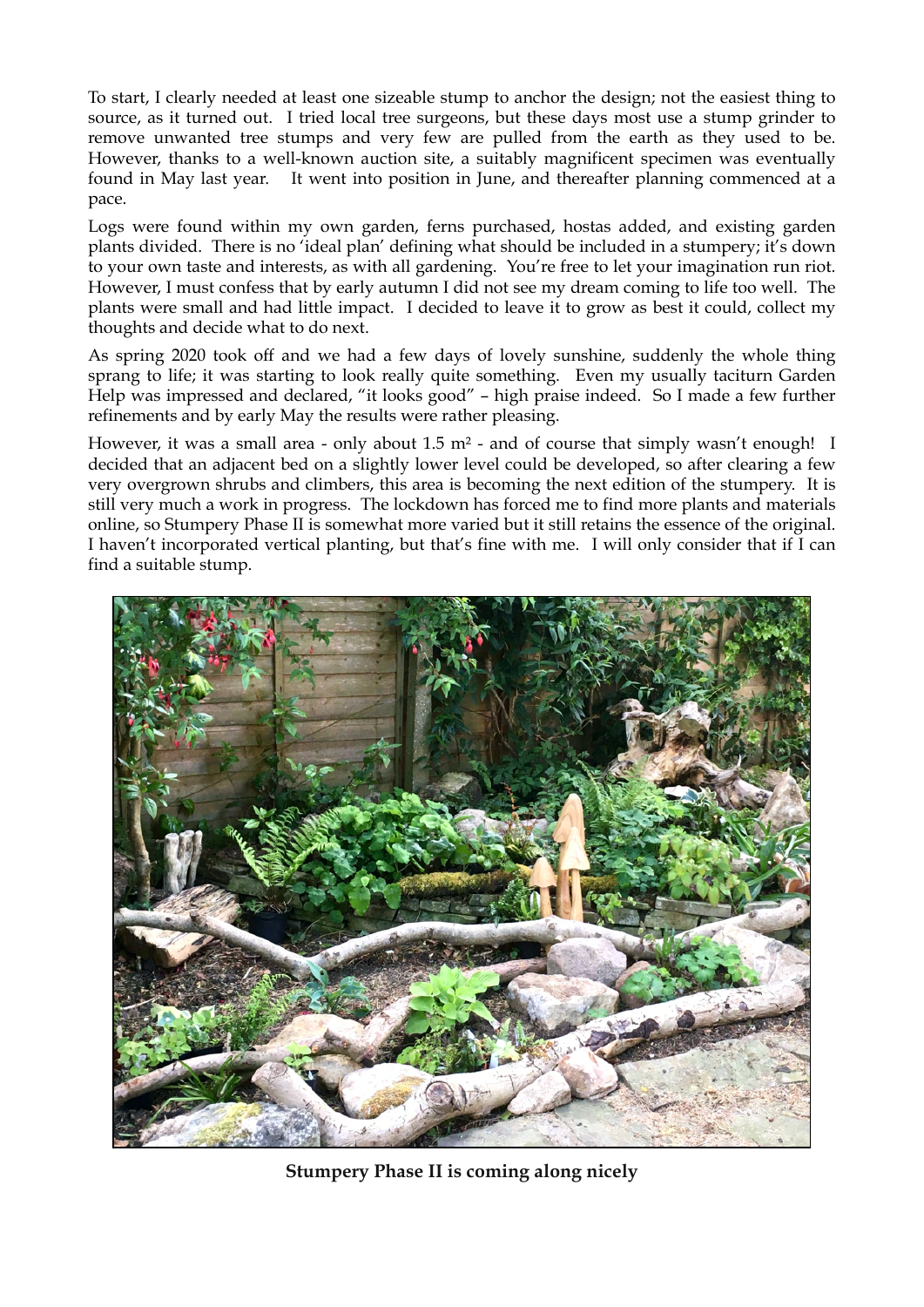To start, I clearly needed at least one sizeable stump to anchor the design; not the easiest thing to source, as it turned out. I tried local tree surgeons, but these days most use a stump grinder to remove unwanted tree stumps and very few are pulled from the earth as they used to be. However, thanks to a well-known auction site, a suitably magnificent specimen was eventually found in May last year. It went into position in June, and thereafter planning commenced at a pace.

Logs were found within my own garden, ferns purchased, hostas added, and existing garden plants divided. There is no 'ideal plan' defining what should be included in a stumpery; it's down to your own taste and interests, as with all gardening. You're free to let your imagination run riot. However, I must confess that by early autumn I did not see my dream coming to life too well. The plants were small and had little impact. I decided to leave it to grow as best it could, collect my thoughts and decide what to do next.

As spring 2020 took off and we had a few days of lovely sunshine, suddenly the whole thing sprang to life; it was starting to look really quite something. Even my usually taciturn Garden Help was impressed and declared, "it looks good" – high praise indeed. So I made a few further refinements and by early May the results were rather pleasing.

However, it was a small area - only about 1.5 m² - and of course that simply wasn't enough! I decided that an adjacent bed on a slightly lower level could be developed, so after clearing a few very overgrown shrubs and climbers, this area is becoming the next edition of the stumpery. It is still very much a work in progress. The lockdown has forced me to find more plants and materials online, so Stumpery Phase II is somewhat more varied but it still retains the essence of the original. I haven't incorporated vertical planting, but that's fine with me. I will only consider that if I can find a suitable stump.

**Stumpery Phase II is coming along nicely**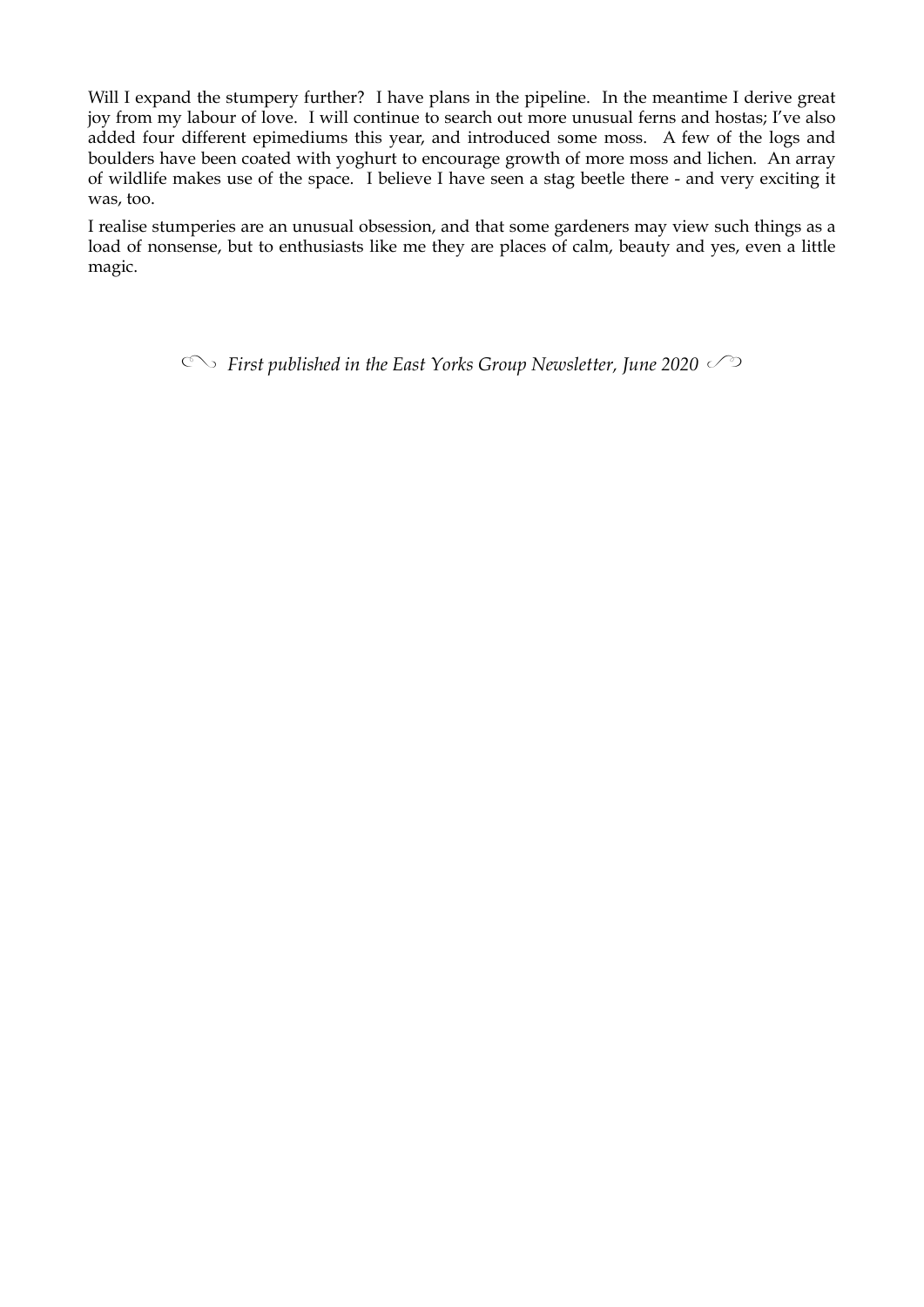Will I expand the stumpery further? I have plans in the pipeline. In the meantime I derive great joy from my labour of love. I will continue to search out more unusual ferns and hostas; I've also added four different epimediums this year, and introduced some moss. A few of the logs and boulders have been coated with yoghurt to encourage growth of more moss and lichen. An array of wildlife makes use of the space. I believe I have seen a stag beetle there - and very exciting it was, too.

I realise stumperies are an unusual obsession, and that some gardeners may view such things as a load of nonsense, but to enthusiasts like me they are places of calm, beauty and yes, even a little magic.

*First published in the East Yorks Group Newsletter, June 2020*